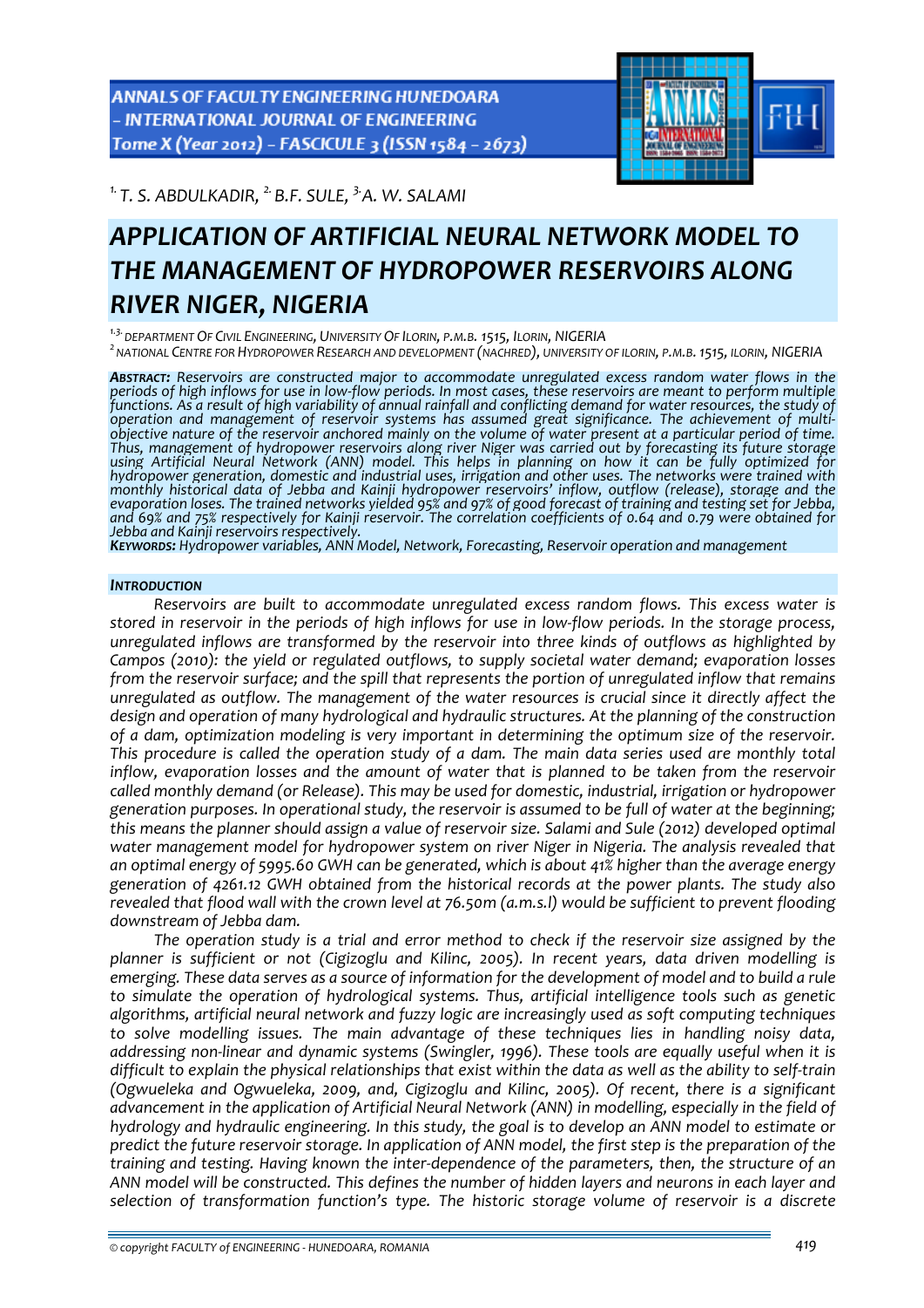[1.] T. S. ABDULKADIR, [2.] B.F. SULE, [3.] A. W. SALAMI

# APPLICATION OF ARTIFICIAL NEURAL NETWORK MODEL TO THE MANAGEMENT OF HYDROPOWER RESERVOIRS ALONG RIVER NIGER, NIGERIA

[1.3.] DEPARTMENT OF CIVIL ENGINEERING, UNIVERSITY OF ILORIN, P.M.B. 1515, ILORIN, NIGERIA
[2] NATIONAL CENTRE FOR HYDROPOWER RESEARCH AND DEVELOPMENT (NACHRED), UNIVERSITY OF ILORIN, P.M.B. 1515, ILORIN, NIGERIA

***ABSTRACT:*** *Reservoirs are constructed major to accommodate unregulated excess random water flows in the periods of high inflows for use in low-flow periods. In most cases, these reservoirs are meant to perform multiple functions. As a result of high variability of annual rainfall and conflicting demand for water resources, the study of operation and management of reservoir systems has assumed great significance. The achievement of multi-objective nature of the reservoir anchored mainly on the volume of water present at a particular period of time. Thus, management of hydropower reservoirs along river Niger was carried out by forecasting its future storage using Artificial Neural Network (ANN) model. This helps in planning on how it can be fully optimized for hydropower generation, domestic and industrial uses, irrigation and other uses. The networks were trained with monthly historical data of Jebba and Kainji hydropower reservoirs' inflow, outflow (release), storage and the evaporation loses. The trained networks yielded 95% and 97% of good forecast of training and testing set for Jebba, and 69% and 75% respectively for Kainji reservoir. The correlation coefficients of 0.64 and 0.79 were obtained for Jebba and Kainji reservoirs respectively.*

***KEYWORDS:*** *Hydropower variables, ANN Model, Network, Forecasting, Reservoir operation and management*

## INTRODUCTION

*Reservoirs are built to accommodate unregulated excess random flows. This excess water is stored in reservoir in the periods of high inflows for use in low-flow periods. In the storage process, unregulated inflows are transformed by the reservoir into three kinds of outflows as highlighted by Campos (2010): the yield or regulated outflows, to supply societal water demand; evaporation losses from the reservoir surface; and the spill that represents the portion of unregulated inflow that remains unregulated as outflow. The management of the water resources is crucial since it directly affect the design and operation of many hydrological and hydraulic structures. At the planning of the construction of a dam, optimization modeling is very important in determining the optimum size of the reservoir. This procedure is called the operation study of a dam. The main data series used are monthly total inflow, evaporation losses and the amount of water that is planned to be taken from the reservoir called monthly demand (or Release). This may be used for domestic, industrial, irrigation or hydropower generation purposes. In operational study, the reservoir is assumed to be full of water at the beginning; this means the planner should assign a value of reservoir size. Salami and Sule (2012) developed optimal water management model for hydropower system on river Niger in Nigeria. The analysis revealed that an optimal energy of 5995.60 GWH can be generated, which is about 41% higher than the average energy generation of 4261.12 GWH obtained from the historical records at the power plants. The study also revealed that flood wall with the crown level at 76.50m (a.m.s.l) would be sufficient to prevent flooding downstream of Jebba dam.*

*The operation study is a trial and error method to check if the reservoir size assigned by the planner is sufficient or not (Cigizoglu and Kilinc, 2005). In recent years, data driven modelling is emerging. These data serves as a source of information for the development of model and to build a rule to simulate the operation of hydrological systems. Thus, artificial intelligence tools such as genetic algorithms, artificial neural network and fuzzy logic are increasingly used as soft computing techniques to solve modelling issues. The main advantage of these techniques lies in handling noisy data, addressing non-linear and dynamic systems (Swingler, 1996). These tools are equally useful when it is difficult to explain the physical relationships that exist within the data as well as the ability to self-train (Ogwueleka and Ogwueleka, 2009, and, Cigizoglu and Kilinc, 2005). Of recent, there is a significant advancement in the application of Artificial Neural Network (ANN) in modelling, especially in the field of hydrology and hydraulic engineering. In this study, the goal is to develop an ANN model to estimate or predict the future reservoir storage. In application of ANN model, the first step is the preparation of the training and testing. Having known the inter-dependence of the parameters, then, the structure of an ANN model will be constructed. This defines the number of hidden layers and neurons in each layer and selection of transformation function's type. The historic storage volume of reservoir is a discrete*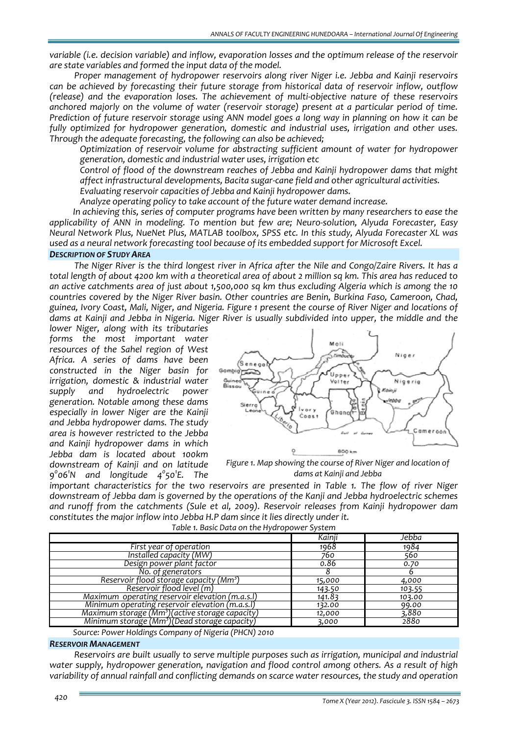*variable (i.e. decision variable) and inflow, evaporation losses and the optimum release of the reservoir are state variables and formed the input data of the model.*

*Proper management of hydropower reservoirs along river Niger i.e. Jebba and Kainji reservoirs can be achieved by forecasting their future storage from historical data of reservoir inflow, outflow (release) and the evaporation loses. The achievement of multi-objective nature of these reservoirs anchored majorly on the volume of water (reservoir storage) present at a particular period of time. Prediction of future reservoir storage using ANN model goes a long way in planning on how it can be fully optimized for hydropower generation, domestic and industrial uses, irrigation and other uses. Through the adequate forecasting, the following can also be achieved;*

- *Optimization of reservoir volume for abstracting sufficient amount of water for hydropower generation, domestic and industrial water uses, irrigation etc*
- *Control of flood of the downstream reaches of Jebba and Kainji hydropower dams that might affect infrastructural developments, Bacita sugar-cane field and other agricultural activities.*
- *Evaluating reservoir capacities of Jebba and Kainji hydropower dams.*
- *Analyze operating policy to take account of the future water demand increase.*

*In achieving this, series of computer programs have been written by many researchers to ease the applicability of ANN in modeling. To mention but few are; Neuro-solution, Alyuda Forecaster, Easy Neural Network Plus, NueNet Plus, MATLAB toolbox, SPSS etc. In this study, Alyuda Forecaster XL was used as a neural network forecasting tool because of its embedded support for Microsoft Excel.*

### DESCRIPTION OF STUDY AREA

*The Niger River is the third longest river in Africa after the Nile and Congo/Zaire Rivers. It has a total length of about 4200 km with a theoretical area of about 2 million sq km. This area has reduced to an active catchments area of just about 1,500,000 sq km thus excluding Algeria which is among the 10 countries covered by the Niger River basin. Other countries are Benin, Burkina Faso, Cameroon, Chad, guinea, Ivory Coast, Mali, Niger, and Nigeria. Figure 1 present the course of River Niger and locations of dams at Kainji and Jebba in Nigeria. Niger River is usually subdivided into upper, the middle and the lower Niger, along with its tributaries forms the most important water resources of the Sahel region of West Africa. A series of dams have been constructed in the Niger basin for irrigation, domestic & industrial water supply and hydroelectric power generation. Notable among these dams especially in lower Niger are the Kainji and Jebba hydropower dams. The study area is however restricted to the Jebba and Kainji hydropower dams in which Jebba dam is located about 100km downstream of Kainji and on latitude 9°06'N and longitude 4°50'E. The important characteristics for the two reservoirs are presented in Table 1. The flow of river Niger downstream of Jebba dam is governed by the operations of the Kainji and Jebba hydroelectric schemes and runoff from the catchments (Sule et al, 2009). Reservoir releases from Kainji hydropower dam constitutes the major inflow into Jebba H.P dam since it lies directly under it.*

*Figure 1. Map showing the course of River Niger and location of dams at Kainji and Jebba*

*Table 1. Basic Data on the Hydropower System*

| | Kainji | Jebba |
|---|---|---|
| First year of operation | 1968 | 1984 |
| Installed capacity (MW) | 760 | 560 |
| Design power plant factor | 0.86 | 0.70 |
| No. of generators | 8 | 6 |
| Reservoir flood storage capacity ($Mm^3$) | 15,000 | 4,000 |
| Reservoir flood level (m) | 143.50 | 103.55 |
| Maximum operating reservoir elevation (m.a.s.l) | 141.83 | 103.00 |
| Minimum operating reservoir elevation (m.a.s.l) | 132.00 | 99.00 |
| Maximum storage ($Mm^3$)(active storage capacity) | 12,000 | 3,880 |
| Minimum storage ($Mm^3$)(Dead storage capacity) | 3,000 | 2880 |

*Source: Power Holdings Company of Nigeria (PHCN) 2010*

### RESERVOIR MANAGEMENT

*Reservoirs are built usually to serve multiple purposes such as irrigation, municipal and industrial water supply, hydropower generation, navigation and flood control among others. As a result of high variability of annual rainfall and conflicting demands on scarce water resources, the study and operation*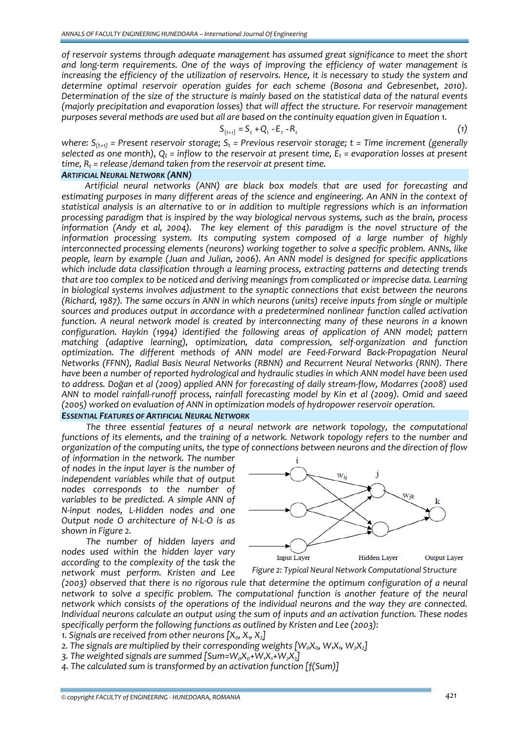*of reservoir systems through adequate management has assumed great significance to meet the short and long-term requirements. One of the ways of improving the efficiency of water management is increasing the efficiency of the utilization of reservoirs. Hence, it is necessary to study the system and determine optimal reservoir operation guides for each scheme (Bosona and Gebresenbet, 2010). Determination of the size of the structure is mainly based on the statistical data of the natural events (majorly precipitation and evaporation losses) that will affect the structure. For reservoir management purposes several methods are used but all are based on the continuity equation given in Equation 1.*

$$S_{(t+1)} = S_t + Q_t - E_t - R_t \tag{1}$$

*where: $S_{(t+1)}$ = Present reservoir storage; $S_t$ = Previous reservoir storage; t = Time increment (generally selected as one month), $Q_t$ = inflow to the reservoir at present time, $E_t$ = evaporation losses at present time, $R_t$ = release /demand taken from the reservoir at present time.*

### ARTIFICIAL NEURAL NETWORK (ANN)

*Artificial neural networks (ANN) are black box models that are used for forecasting and estimating purposes in many different areas of the science and engineering. An ANN in the context of statistical analysis is an alternative to or in addition to multiple regressions which is an information processing paradigm that is inspired by the way biological nervous systems, such as the brain, process information (Andy et al, 2004). The key element of this paradigm is the novel structure of the information processing system. Its computing system composed of a large number of highly interconnected processing elements (neurons) working together to solve a specific problem. ANNs, like people, learn by example (Juan and Julian, 2006). An ANN model is designed for specific applications which include data classification through a learning process, extracting patterns and detecting trends that are too complex to be noticed and deriving meanings from complicated or imprecise data. Learning in biological systems involves adjustment to the synaptic connections that exist between the neurons (Richard, 1987). The same occurs in ANN in which neurons (units) receive inputs from single or multiple sources and produces output in accordance with a predetermined nonlinear function called activation function. A neural network model is created by interconnecting many of these neurons in a known configuration. Haykin (1994) identified the following areas of application of ANN model; pattern matching (adaptive learning), optimization, data compression, self-organization and function optimization. The different methods of ANN model are Feed-Forward Back-Propagation Neural Networks (FFNN), Radial Basis Neural Networks (RBNN) and Recurrent Neural Networks (RNN). There have been a number of reported hydrological and hydraulic studies in which ANN model have been used to address. Doğan et al (2009) applied ANN for forecasting of daily stream-flow, Modarres (2008) used ANN to model rainfall-runoff process, rainfall forecasting model by Kin et al (2009). Omid and saeed (2005) worked on evaluation of ANN in optimization models of hydropower reservoir operation.*

### ESSENTIAL FEATURES OF ARTIFICIAL NEURAL NETWORK

*The three essential features of a neural network are network topology, the computational functions of its elements, and the training of a network. Network topology refers to the number and organization of the computing units, the type of connections between neurons and the direction of flow of information in the network. The number of nodes in the input layer is the number of independent variables while that of output nodes corresponds to the number of variables to be predicted. A simple ANN of N-input nodes, L-Hidden nodes and one Output node O architecture of N-L-O is as shown in Figure 2.*

*Figure 2: Typical Neural Network Computational Structure*

*The number of hidden layers and nodes used within the hidden layer vary according to the complexity of the task the network must perform. Kristen and Lee (2003) observed that there is no rigorous rule that determine the optimum configuration of a neural network to solve a specific problem. The computational function is another feature of the neural network which consists of the operations of the individual neurons and the way they are connected. Individual neurons calculate an output using the sum of inputs and an activation function. These nodes specifically perform the following functions as outlined by Kristen and Lee (2003):*

1. *Signals are received from other neurons [$X_o$, $X_1$, $X_2$]*
2. *The signals are multiplied by their corresponding weights [$W_oX_o$, $W_1X_1$, $W_2X_2$]*
3. *The weighted signals are summed [Sum=$W_oX_o$+$W_1X_1$+$W_2X_2$]*
4. *The calculated sum is transformed by an activation function [f(Sum)]*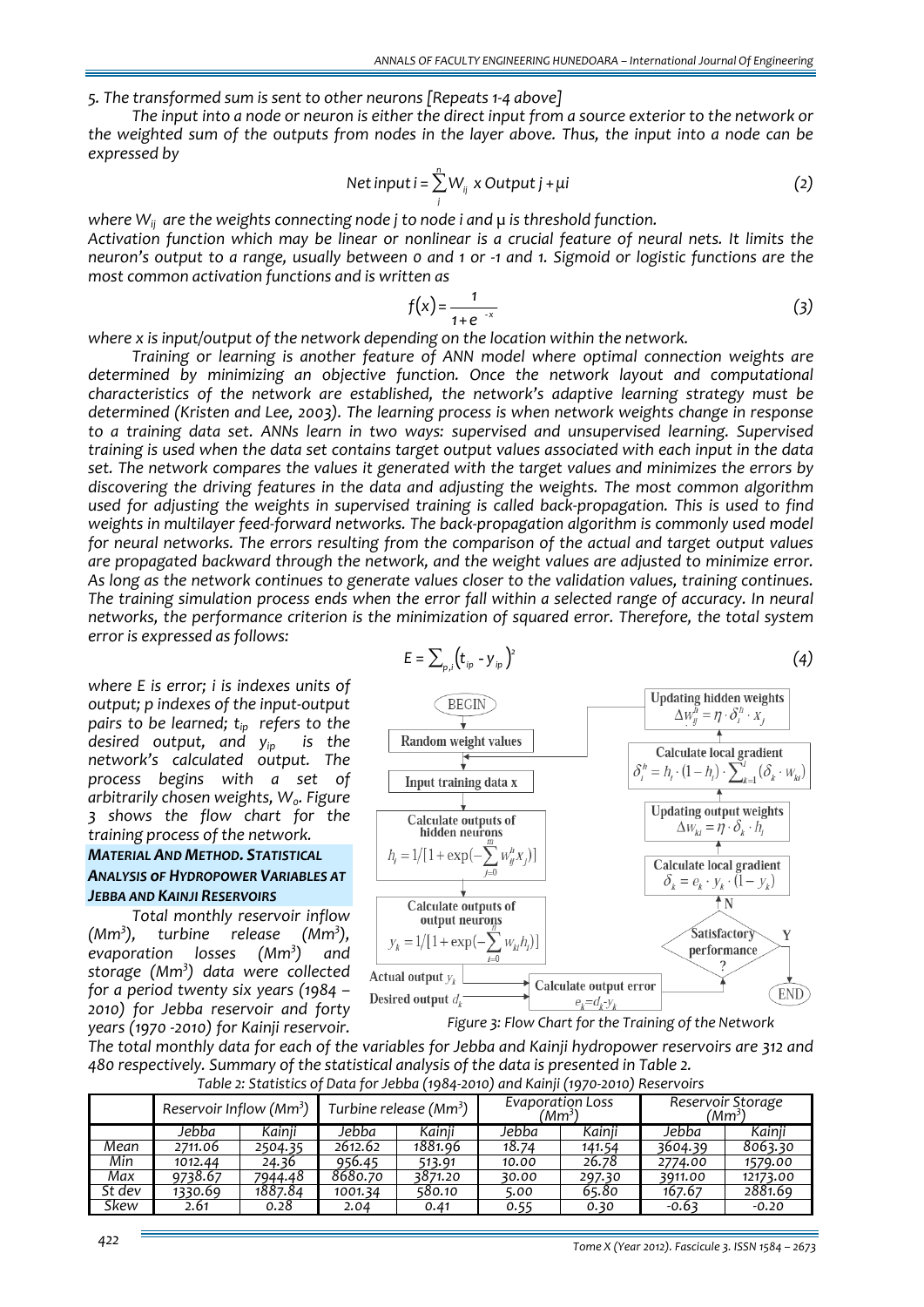*5. The transformed sum is sent to other neurons [Repeats 1-4 above]*

*The input into a node or neuron is either the direct input from a source exterior to the network or the weighted sum of the outputs from nodes in the layer above. Thus, the input into a node can be expressed by*

$$Net\ input\ i = \sum_{i}^{n} W_{ij}\ x\ Output\ j + \mu i \tag{2}$$

*where $W_{ij}$ are the weights connecting node j to node i and μ is threshold function.*

*Activation function which may be linear or nonlinear is a crucial feature of neural nets. It limits the neuron's output to a range, usually between 0 and 1 or -1 and 1. Sigmoid or logistic functions are the most common activation functions and is written as*

$$f(x) = \frac{1}{1+e^{-x}} \tag{3}$$

*where x is input/output of the network depending on the location within the network.*

*Training or learning is another feature of ANN model where optimal connection weights are determined by minimizing an objective function. Once the network layout and computational characteristics of the network are established, the network's adaptive learning strategy must be determined (Kristen and Lee, 2003). The learning process is when network weights change in response to a training data set. ANNs learn in two ways: supervised and unsupervised learning. Supervised training is used when the data set contains target output values associated with each input in the data set. The network compares the values it generated with the target values and minimizes the errors by discovering the driving features in the data and adjusting the weights. The most common algorithm used for adjusting the weights in supervised training is called back-propagation. This is used to find weights in multilayer feed-forward networks. The back-propagation algorithm is commonly used model for neural networks. The errors resulting from the comparison of the actual and target output values are propagated backward through the network, and the weight values are adjusted to minimize error. As long as the network continues to generate values closer to the validation values, training continues. The training simulation process ends when the error fall within a selected range of accuracy. In neural networks, the performance criterion is the minimization of squared error. Therefore, the total system error is expressed as follows:*

$$E = \sum_{p,i} \left(t_{ip} - y_{ip}\right)^2 \tag{4}$$

*where E is error; i is indexes units of output; p indexes of the input-output pairs to be learned; $t_{ip}$ refers to the desired output, and $y_{ip}$ is the network's calculated output. The process begins with a set of arbitrarily chosen weights, $W_o$. Figure 3 shows the flow chart for the training process of the network.*

BEGIN → Random weight values → Input training data x → Calculate outputs of hidden neurons $h_l = 1/[1+\exp(-\sum_{j=0}^{m} w_{lj}^{h} x_j)]$ → Calculate outputs of output neurons $y_k = 1/[1+\exp(-\sum_{l=0}^{n} w_{kl} h_l)]$ → Actual output $y_k$, Desired output $d_k$ → Calculate output error $e_k = d_k - y_k$ → Satisfactory performance? (Y → END; N → Calculate local gradient $\delta_k = e_k \cdot y_k \cdot (1-y_k)$ → Updating output weights $\Delta w_{kl} = \eta \cdot \delta_k \cdot h_l$ → Calculate local gradient $\delta_l^h = h_l \cdot (1-h_l) \cdot \sum_{k=1}^{l} (\delta_k \cdot w_{kl})$ → Updating hidden weights $\Delta w_{lj}^{h} = \eta \cdot \delta_l^h \cdot x_j$ → Input training data x)

*Figure 3: Flow Chart for the Training of the Network*

## *MATERIAL AND METHOD. STATISTICAL ANALYSIS OF HYDROPOWER VARIABLES AT JEBBA AND KAINJI RESERVOIRS*

*Total monthly reservoir inflow ($Mm^3$), turbine release ($Mm^3$), evaporation losses ($Mm^3$) and storage ($Mm^3$) data were collected for a period twenty six years (1984 – 2010) for Jebba reservoir and forty years (1970 -2010) for Kainji reservoir. The total monthly data for each of the variables for Jebba and Kainji hydropower reservoirs are 312 and 480 respectively. Summary of the statistical analysis of the data is presented in Table 2.*

*Table 2: Statistics of Data for Jebba (1984-2010) and Kainji (1970-2010) Reservoirs*

| | Reservoir Inflow ($Mm^3$) | | Turbine release ($Mm^3$) | | Evaporation Loss ($Mm^3$) | | Reservoir Storage ($Mm^3$) | |
|---|---|---|---|---|---|---|---|---|
| | Jebba | Kainji | Jebba | Kainji | Jebba | Kainji | Jebba | Kainji |
| Mean | 2711.06 | 2504.35 | 2612.62 | 1881.96 | 18.74 | 141.54 | 3604.39 | 8063.30 |
| Min | 1012.44 | 24.36 | 956.45 | 513.91 | 10.00 | 26.78 | 2774.00 | 1579.00 |
| Max | 9738.67 | 7944.48 | 8680.70 | 3871.20 | 30.00 | 297.30 | 3911.00 | 12173.00 |
| St dev | 1330.69 | 1887.84 | 1001.34 | 580.10 | 5.00 | 65.80 | 167.67 | 2881.69 |
| Skew | 2.61 | 0.28 | 2.04 | 0.41 | 0.55 | 0.30 | -0.63 | -0.20 |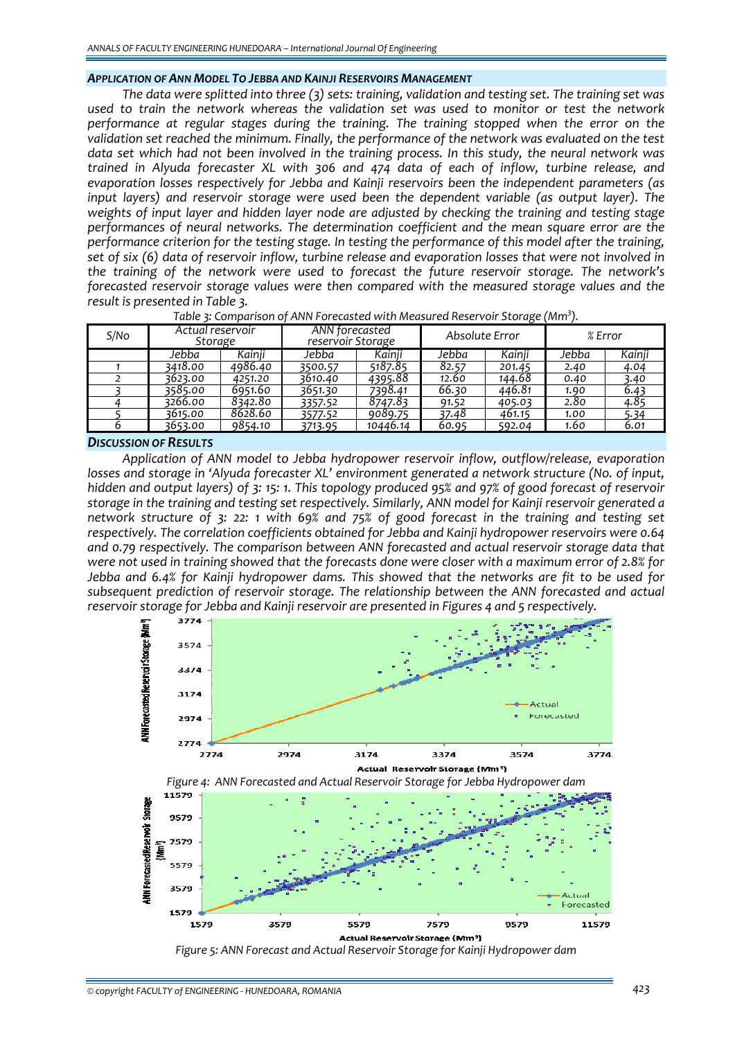### APPLICATION OF ANN MODEL TO JEBBA AND KAINJI RESERVOIRS MANAGEMENT

*The data were splitted into three (3) sets: training, validation and testing set. The training set was used to train the network whereas the validation set was used to monitor or test the network performance at regular stages during the training. The training stopped when the error on the validation set reached the minimum. Finally, the performance of the network was evaluated on the test data set which had not been involved in the training process. In this study, the neural network was trained in Alyuda forecaster XL with 306 and 474 data of each of inflow, turbine release, and evaporation losses respectively for Jebba and Kainji reservoirs been the independent parameters (as input layers) and reservoir storage were used been the dependent variable (as output layer). The weights of input layer and hidden layer node are adjusted by checking the training and testing stage performances of neural networks. The determination coefficient and the mean square error are the performance criterion for the testing stage. In testing the performance of this model after the training, set of six (6) data of reservoir inflow, turbine release and evaporation losses that were not involved in the training of the network were used to forecast the future reservoir storage. The network's forecasted reservoir storage values were then compared with the measured storage values and the result is presented in Table 3.*

*Table 3: Comparison of ANN Forecasted with Measured Reservoir Storage (Mm³).*

| S/No | Actual reservoir Storage | | ANN forecasted reservoir Storage | | Absolute Error | | % Error | |
|---|---|---|---|---|---|---|---|---|
| | Jebba | Kainji | Jebba | Kainji | Jebba | Kainji | Jebba | Kainji |
| 1 | 3418.00 | 4986.40 | 3500.57 | 5187.85 | 82.57 | 201.45 | 2.40 | 4.04 |
| 2 | 3623.00 | 4251.20 | 3610.40 | 4395.88 | 12.60 | 144.68 | 0.40 | 3.40 |
| 3 | 3585.00 | 6951.60 | 3651.30 | 7398.41 | 66.30 | 446.81 | 1.90 | 6.43 |
| 4 | 3266.00 | 8342.80 | 3357.52 | 8747.83 | 91.52 | 405.03 | 2.80 | 4.85 |
| 5 | 3615.00 | 8628.60 | 3577.52 | 9089.75 | 37.48 | 461.15 | 1.00 | 5.34 |
| 6 | 3653.00 | 9854.10 | 3713.95 | 10446.14 | 60.95 | 592.04 | 1.60 | 6.01 |

### DISCUSSION OF RESULTS

*Application of ANN model to Jebba hydropower reservoir inflow, outflow/release, evaporation losses and storage in 'Alyuda forecaster XL' environment generated a network structure (No. of input, hidden and output layers) of 3: 15: 1. This topology produced 95% and 97% of good forecast of reservoir storage in the training and testing set respectively. Similarly, ANN model for Kainji reservoir generated a network structure of 3: 22: 1 with 69% and 75% of good forecast in the training and testing set respectively. The correlation coefficients obtained for Jebba and Kainji hydropower reservoirs were 0.64 and 0.79 respectively. The comparison between ANN forecasted and actual reservoir storage data that were not used in training showed that the forecasts done were closer with a maximum error of 2.8% for Jebba and 6.4% for Kainji hydropower dams. This showed that the networks are fit to be used for subsequent prediction of reservoir storage. The relationship between the ANN forecasted and actual reservoir storage for Jebba and Kainji reservoir are presented in Figures 4 and 5 respectively.*

*Figure 4: ANN Forecasted and Actual Reservoir Storage for Jebba Hydropower dam*

*Figure 5: ANN Forecast and Actual Reservoir Storage for Kainji Hydropower dam*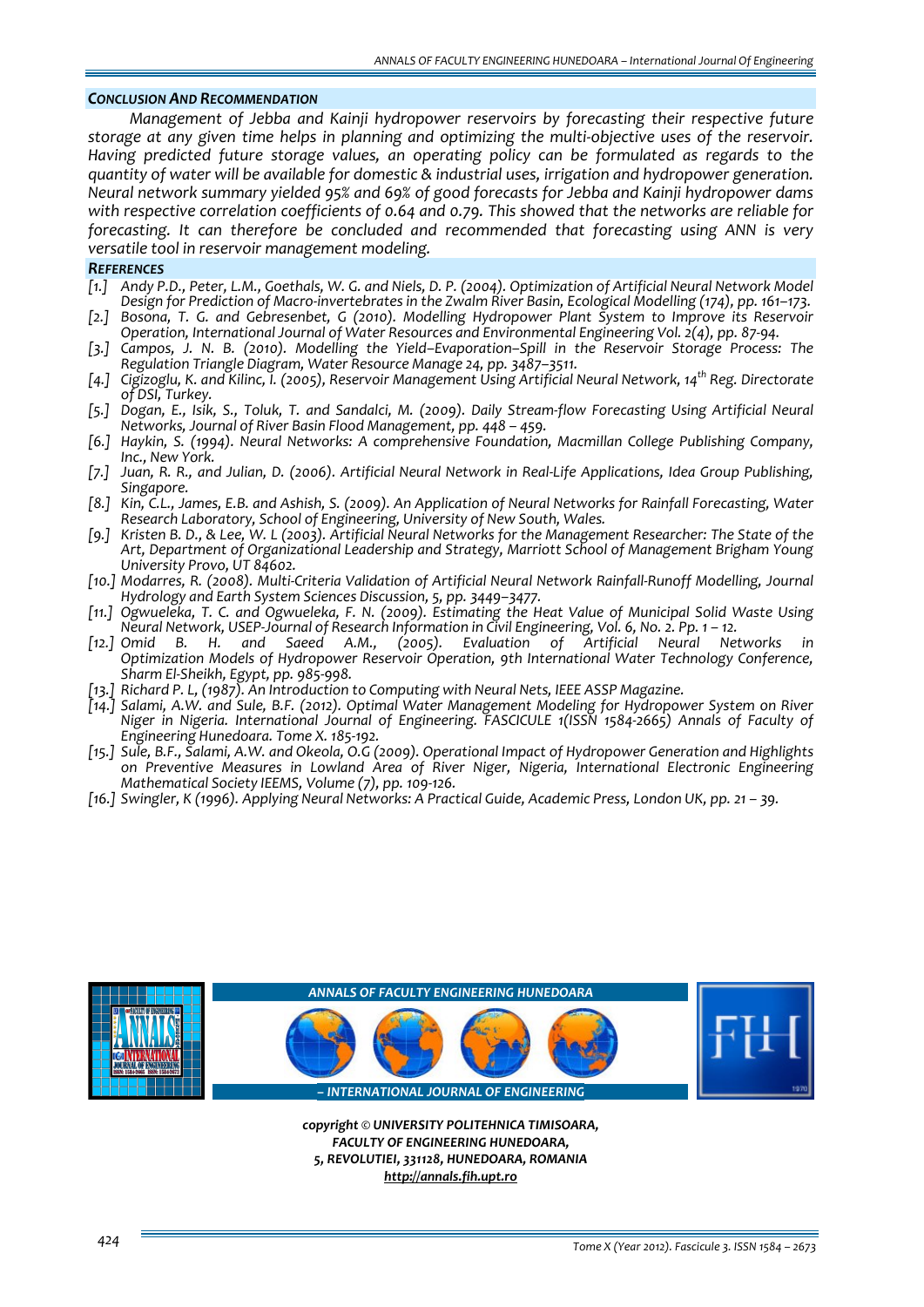## CONCLUSION AND RECOMMENDATION

*Management of Jebba and Kainji hydropower reservoirs by forecasting their respective future storage at any given time helps in planning and optimizing the multi-objective uses of the reservoir. Having predicted future storage values, an operating policy can be formulated as regards to the quantity of water will be available for domestic & industrial uses, irrigation and hydropower generation. Neural network summary yielded 95% and 69% of good forecasts for Jebba and Kainji hydropower dams with respective correlation coefficients of 0.64 and 0.79. This showed that the networks are reliable for forecasting. It can therefore be concluded and recommended that forecasting using ANN is very versatile tool in reservoir management modeling.*

## REFERENCES

*[1.] Andy P.D., Peter, L.M., Goethals, W. G. and Niels, D. P. (2004). Optimization of Artificial Neural Network Model Design for Prediction of Macro-invertebrates in the Zwalm River Basin, Ecological Modelling (174), pp. 161–173.*

*[2.] Bosona, T. G. and Gebresenbet, G (2010). Modelling Hydropower Plant System to Improve its Reservoir Operation, International Journal of Water Resources and Environmental Engineering Vol. 2(4), pp. 87-94.*

*[3.] Campos, J. N. B. (2010). Modelling the Yield–Evaporation–Spill in the Reservoir Storage Process: The Regulation Triangle Diagram, Water Resource Manage 24, pp. 3487–3511.*

*[4.] Cigizoglu, K. and Kilinc, I. (2005), Reservoir Management Using Artificial Neural Network, 14th Reg. Directorate of DSI, Turkey.*

*[5.] Dogan, E., Isik, S., Toluk, T. and Sandalci, M. (2009). Daily Stream-flow Forecasting Using Artificial Neural Networks, Journal of River Basin Flood Management, pp. 448 – 459.*

*[6.] Haykin, S. (1994). Neural Networks: A comprehensive Foundation, Macmillan College Publishing Company, Inc., New York.*

*[7.] Juan, R. R., and Julian, D. (2006). Artificial Neural Network in Real-Life Applications, Idea Group Publishing, Singapore.*

*[8.] Kin, C.L., James, E.B. and Ashish, S. (2009). An Application of Neural Networks for Rainfall Forecasting, Water Research Laboratory, School of Engineering, University of New South, Wales.*

*[9.] Kristen B. D., & Lee, W. L (2003). Artificial Neural Networks for the Management Researcher: The State of the Art, Department of Organizational Leadership and Strategy, Marriott School of Management Brigham Young University Provo, UT 84602.*

*[10.] Modarres, R. (2008). Multi-Criteria Validation of Artificial Neural Network Rainfall-Runoff Modelling, Journal Hydrology and Earth System Sciences Discussion, 5, pp. 3449–3477.*

*[11.] Ogwueleka, T. C. and Ogwueleka, F. N. (2009). Estimating the Heat Value of Municipal Solid Waste Using Neural Network, USEP-Journal of Research Information in Civil Engineering, Vol. 6, No. 2. Pp. 1 – 12.*

*[12.] Omid B. H. and Saeed A.M., (2005). Evaluation of Artificial Neural Networks in Optimization Models of Hydropower Reservoir Operation, 9th International Water Technology Conference, Sharm El-Sheikh, Egypt, pp. 985-998.*

*[13.] Richard P. L, (1987). An Introduction to Computing with Neural Nets, IEEE ASSP Magazine.*

*[14.] Salami, A.W. and Sule, B.F. (2012). Optimal Water Management Modeling for Hydropower System on River Niger in Nigeria. International Journal of Engineering. FASCICULE 1(ISSN 1584-2665) Annals of Faculty of Engineering Hunedoara. Tome X. 185-192.*

*[15.] Sule, B.F., Salami, A.W. and Okeola, O.G (2009). Operational Impact of Hydropower Generation and Highlights on Preventive Measures in Lowland Area of River Niger, Nigeria, International Electronic Engineering Mathematical Society IEEMS, Volume (7), pp. 109-126.*

*[16.] Swingler, K (1996). Applying Neural Networks: A Practical Guide, Academic Press, London UK, pp. 21 – 39.*

ANNALS OF FACULTY ENGINEERING HUNEDOARA – INTERNATIONAL JOURNAL OF ENGINEERING

***copyright © UNIVERSITY POLITEHNICA TIMISOARA, FACULTY OF ENGINEERING HUNEDOARA, 5, REVOLUTIEI, 331128, HUNEDOARA, ROMANIA***
***http://annals.fih.upt.ro***